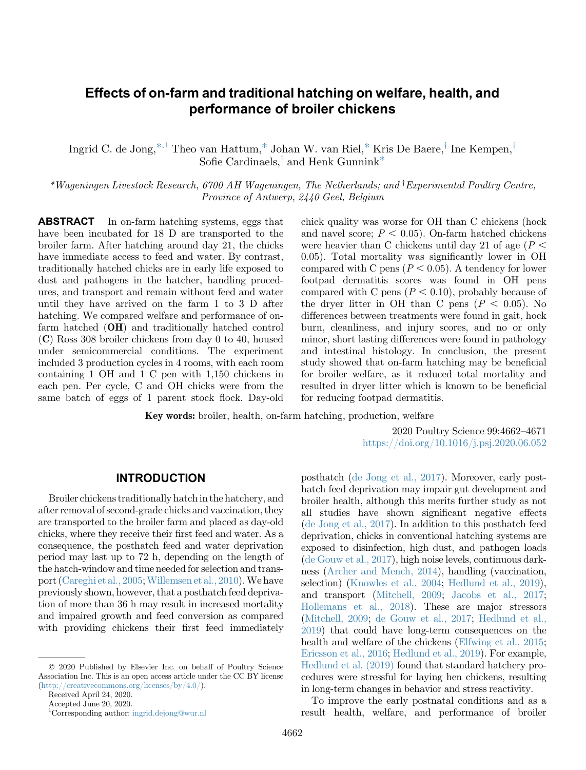# Effects of on-farm and traditional hatching on welfare, health, and performance of broiler chickens

Ingrid C. de Jong,[*,1] Theo van Hattum,[*] Johan W. van Riel,[*] Kris De Baere,[†] Ine Kempen,[†] Sofie Cardinaels,[†] and Henk Gunnink[*]

[*]*Wageningen Livestock Research, 6700 AH Wageningen, The Netherlands; and* [†]*Experimental Poultry Centre, Province of Antwerp, 2440 Geel, Belgium*

**ABSTRACT** In on-farm hatching systems, eggs that have been incubated for 18 D are transported to the broiler farm. After hatching around day 21, the chicks have immediate access to feed and water. By contrast, traditionally hatched chicks are in early life exposed to dust and pathogens in the hatcher, handling procedures, and transport and remain without feed and water until they have arrived on the farm 1 to 3 D after hatching. We compared welfare and performance of on-farm hatched (**OH**) and traditionally hatched control (**C**) Ross 308 broiler chickens from day 0 to 40, housed under semicommercial conditions. The experiment included 3 production cycles in 4 rooms, with each room containing 1 OH and 1 C pen with 1,150 chickens in each pen. Per cycle, C and OH chicks were from the same batch of eggs of 1 parent stock flock. Day-old chick quality was worse for OH than C chickens (hock and navel score; $P < 0.05$). On-farm hatched chickens were heavier than C chickens until day 21 of age ($P < 0.05$). Total mortality was significantly lower in OH compared with C pens ($P < 0.05$). A tendency for lower footpad dermatitis scores was found in OH pens compared with C pens ($P < 0.10$), probably because of the dryer litter in OH than C pens ($P < 0.05$). No differences between treatments were found in gait, hock burn, cleanliness, and injury scores, and no or only minor, short lasting differences were found in pathology and intestinal histology. In conclusion, the present study showed that on-farm hatching may be beneficial for broiler welfare, as it reduced total mortality and resulted in dryer litter which is known to be beneficial for reducing footpad dermatitis.

**Key words:** broiler, health, on-farm hatching, production, welfare

2020 Poultry Science 99:4662–4671
https://doi.org/10.1016/j.psj.2020.06.052

## INTRODUCTION

Broiler chickens traditionally hatch in the hatchery, and after removal of second-grade chicks and vaccination, they are transported to the broiler farm and placed as day-old chicks, where they receive their first feed and water. As a consequence, the posthatch feed and water deprivation period may last up to 72 h, depending on the length of the hatch-window and time needed for selection and transport (Careghi et al., 2005; Willemsen et al., 2010). We have previously shown, however, that a posthatch feed deprivation of more than 36 h may result in increased mortality and impaired growth and feed conversion as compared with providing chickens their first feed immediately posthatch (de Jong et al., 2017). Moreover, early posthatch feed deprivation may impair gut development and broiler health, although this merits further study as not all studies have shown significant negative effects (de Jong et al., 2017). In addition to this posthatch feed deprivation, chicks in conventional hatching systems are exposed to disinfection, high dust, and pathogen loads (de Gouw et al., 2017), high noise levels, continuous darkness (Archer and Mench, 2014), handling (vaccination, selection) (Knowles et al., 2004; Hedlund et al., 2019), and transport (Mitchell, 2009; Jacobs et al., 2017; Hollemans et al., 2018). These are major stressors (Mitchell, 2009; de Gouw et al., 2017; Hedlund et al., 2019) that could have long-term consequences on the health and welfare of the chickens (Elfwing et al., 2015; Ericsson et al., 2016; Hedlund et al., 2019). For example, Hedlund et al. (2019) found that standard hatchery procedures were stressful for laying hen chickens, resulting in long-term changes in behavior and stress reactivity.

To improve the early postnatal conditions and as a result health, welfare, and performance of broiler

© 2020 Published by Elsevier Inc. on behalf of Poultry Science Association Inc. This is an open access article under the CC BY license (http://creativecommons.org/licenses/by/4.0/).

Received April 24, 2020.

Accepted June 20, 2020.

[1]Corresponding author: ingrid.dejong@wur.nl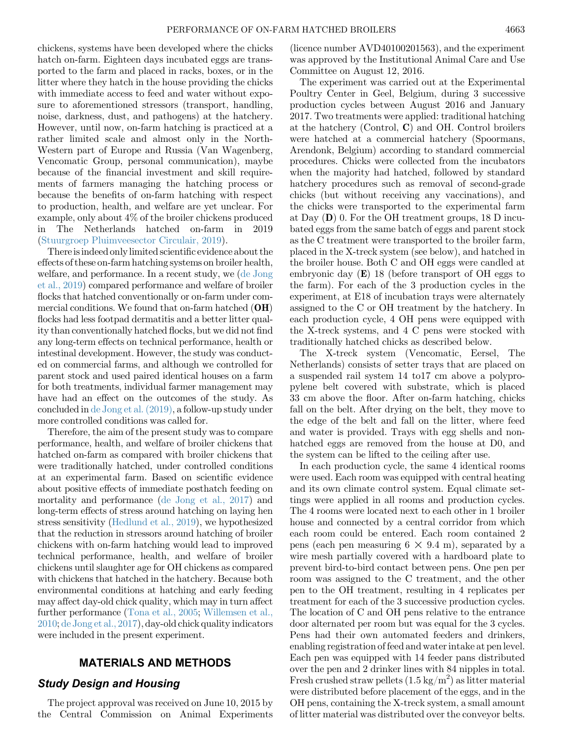chickens, systems have been developed where the chicks hatch on-farm. Eighteen days incubated eggs are transported to the farm and placed in racks, boxes, or in the litter where they hatch in the house providing the chicks with immediate access to feed and water without exposure to aforementioned stressors (transport, handling, noise, darkness, dust, and pathogens) at the hatchery. However, until now, on-farm hatching is practiced at a rather limited scale and almost only in the North-Western part of Europe and Russia (Van Wagenberg, Vencomatic Group, personal communication), maybe because of the financial investment and skill requirements of farmers managing the hatching process or because the benefits of on-farm hatching with respect to production, health, and welfare are yet unclear. For example, only about 4% of the broiler chickens produced in The Netherlands hatched on-farm in 2019 (Stuurgroep Pluimveesector Circulair, 2019).

There is indeed only limited scientific evidence about the effects of these on-farm hatching systems on broiler health, welfare, and performance. In a recent study, we (de Jong et al., 2019) compared performance and welfare of broiler flocks that hatched conventionally or on-farm under commercial conditions. We found that on-farm hatched (**OH**) flocks had less footpad dermatitis and a better litter quality than conventionally hatched flocks, but we did not find any long-term effects on technical performance, health or intestinal development. However, the study was conducted on commercial farms, and although we controlled for parent stock and used paired identical houses on a farm for both treatments, individual farmer management may have had an effect on the outcomes of the study. As concluded in de Jong et al. (2019), a follow-up study under more controlled conditions was called for.

Therefore, the aim of the present study was to compare performance, health, and welfare of broiler chickens that hatched on-farm as compared with broiler chickens that were traditionally hatched, under controlled conditions at an experimental farm. Based on scientific evidence about positive effects of immediate posthatch feeding on mortality and performance (de Jong et al., 2017) and long-term effects of stress around hatching on laying hen stress sensitivity (Hedlund et al., 2019), we hypothesized that the reduction in stressors around hatching of broiler chickens with on-farm hatching would lead to improved technical performance, health, and welfare of broiler chickens until slaughter age for OH chickens as compared with chickens that hatched in the hatchery. Because both environmental conditions at hatching and early feeding may affect day-old chick quality, which may in turn affect further performance (Tona et al., 2005; Willemsen et al., 2010; de Jong et al., 2017), day-old chick quality indicators were included in the present experiment.

## MATERIALS AND METHODS

### Study Design and Housing

The project approval was received on June 10, 2015 by the Central Commission on Animal Experiments (licence number AVD40100201563), and the experiment was approved by the Institutional Animal Care and Use Committee on August 12, 2016.

The experiment was carried out at the Experimental Poultry Center in Geel, Belgium, during 3 successive production cycles between August 2016 and January 2017. Two treatments were applied: traditional hatching at the hatchery (Control, **C**) and OH. Control broilers were hatched at a commercial hatchery (Spoormans, Arendonk, Belgium) according to standard commercial procedures. Chicks were collected from the incubators when the majority had hatched, followed by standard hatchery procedures such as removal of second-grade chicks (but without receiving any vaccinations), and the chicks were transported to the experimental farm at Day (**D**) 0. For the OH treatment groups, 18 D incubated eggs from the same batch of eggs and parent stock as the C treatment were transported to the broiler farm, placed in the X-treck system (see below), and hatched in the broiler house. Both C and OH eggs were candled at embryonic day (**E**) 18 (before transport of OH eggs to the farm). For each of the 3 production cycles in the experiment, at E18 of incubation trays were alternately assigned to the C or OH treatment by the hatchery. In each production cycle, 4 OH pens were equipped with the X-treck systems, and 4 C pens were stocked with traditionally hatched chicks as described below.

The X-treck system (Vencomatic, Eersel, The Netherlands) consists of setter trays that are placed on a suspended rail system 14 to17 cm above a polypropylene belt covered with substrate, which is placed 33 cm above the floor. After on-farm hatching, chicks fall on the belt. After drying on the belt, they move to the edge of the belt and fall on the litter, where feed and water is provided. Trays with egg shells and non-hatched eggs are removed from the house at D0, and the system can be lifted to the ceiling after use.

In each production cycle, the same 4 identical rooms were used. Each room was equipped with central heating and its own climate control system. Equal climate settings were applied in all rooms and production cycles. The 4 rooms were located next to each other in 1 broiler house and connected by a central corridor from which each room could be entered. Each room contained 2 pens (each pen measuring 6 × 9.4 m), separated by a wire mesh partially covered with a hardboard plate to prevent bird-to-bird contact between pens. One pen per room was assigned to the C treatment, and the other pen to the OH treatment, resulting in 4 replicates per treatment for each of the 3 successive production cycles. The location of C and OH pens relative to the entrance door alternated per room but was equal for the 3 cycles. Pens had their own automated feeders and drinkers, enabling registration of feed and water intake at pen level. Each pen was equipped with 14 feeder pans distributed over the pen and 2 drinker lines with 84 nipples in total. Fresh crushed straw pellets (1.5 kg/m$^2$) as litter material were distributed before placement of the eggs, and in the OH pens, containing the X-treck system, a small amount of litter material was distributed over the conveyor belts.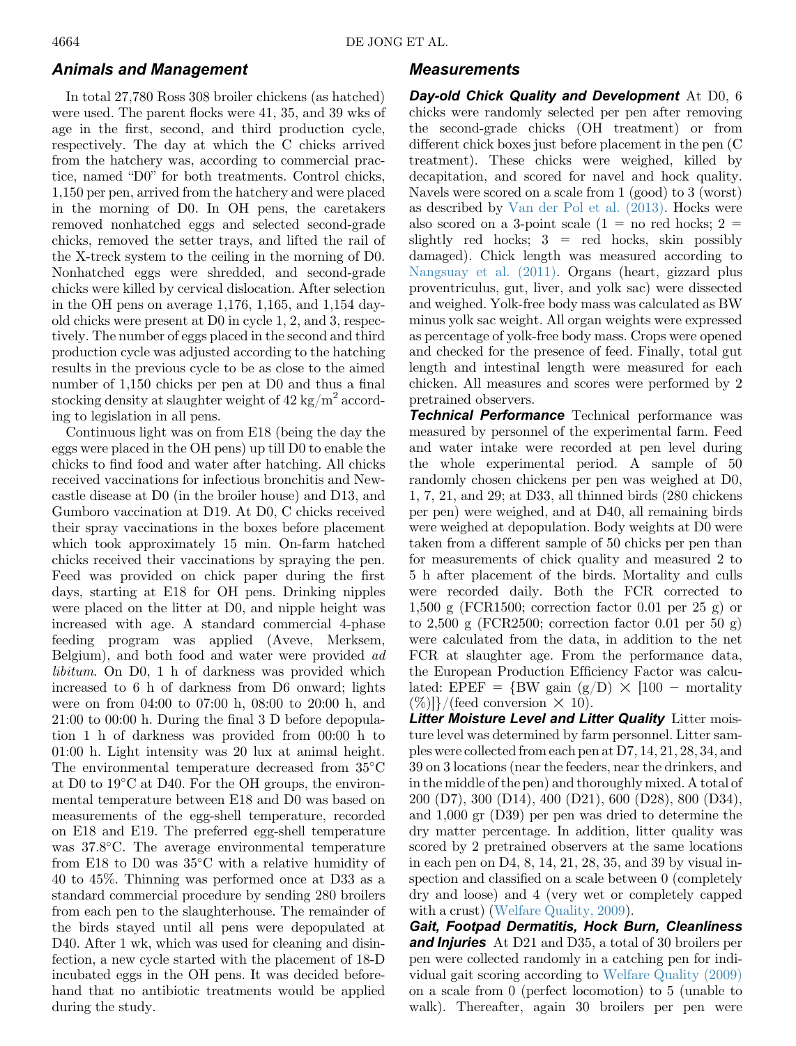## Animals and Management

In total 27,780 Ross 308 broiler chickens (as hatched) were used. The parent flocks were 41, 35, and 39 wks of age in the first, second, and third production cycle, respectively. The day at which the C chicks arrived from the hatchery was, according to commercial practice, named "D0" for both treatments. Control chicks, 1,150 per pen, arrived from the hatchery and were placed in the morning of D0. In OH pens, the caretakers removed nonhatched eggs and selected second-grade chicks, removed the setter trays, and lifted the rail of the X-treck system to the ceiling in the morning of D0. Nonhatched eggs were shredded, and second-grade chicks were killed by cervical dislocation. After selection in the OH pens on average 1,176, 1,165, and 1,154 day-old chicks were present at D0 in cycle 1, 2, and 3, respectively. The number of eggs placed in the second and third production cycle was adjusted according to the hatching results in the previous cycle to be as close to the aimed number of 1,150 chicks per pen at D0 and thus a final stocking density at slaughter weight of 42 kg/m$^2$ according to legislation in all pens.

Continuous light was on from E18 (being the day the eggs were placed in the OH pens) up till D0 to enable the chicks to find food and water after hatching. All chicks received vaccinations for infectious bronchitis and Newcastle disease at D0 (in the broiler house) and D13, and Gumboro vaccination at D19. At D0, C chicks received their spray vaccinations in the boxes before placement which took approximately 15 min. On-farm hatched chicks received their vaccinations by spraying the pen. Feed was provided on chick paper during the first days, starting at E18 for OH pens. Drinking nipples were placed on the litter at D0, and nipple height was increased with age. A standard commercial 4-phase feeding program was applied (Aveve, Merksem, Belgium), and both food and water were provided *ad libitum*. On D0, 1 h of darkness was provided which increased to 6 h of darkness from D6 onward; lights were on from 04:00 to 07:00 h, 08:00 to 20:00 h, and 21:00 to 00:00 h. During the final 3 D before depopulation 1 h of darkness was provided from 00:00 h to 01:00 h. Light intensity was 20 lux at animal height. The environmental temperature decreased from 35°C at D0 to 19°C at D40. For the OH groups, the environmental temperature between E18 and D0 was based on measurements of the egg-shell temperature, recorded on E18 and E19. The preferred egg-shell temperature was 37.8°C. The average environmental temperature from E18 to D0 was 35°C with a relative humidity of 40 to 45%. Thinning was performed once at D33 as a standard commercial procedure by sending 280 broilers from each pen to the slaughterhouse. The remainder of the birds stayed until all pens were depopulated at D40. After 1 wk, which was used for cleaning and disinfection, a new cycle started with the placement of 18-D incubated eggs in the OH pens. It was decided beforehand that no antibiotic treatments would be applied during the study.

## Measurements

***Day-old Chick Quality and Development*** At D0, 6 chicks were randomly selected per pen after removing the second-grade chicks (OH treatment) or from different chick boxes just before placement in the pen (C treatment). These chicks were weighed, killed by decapitation, and scored for navel and hock quality. Navels were scored on a scale from 1 (good) to 3 (worst) as described by Van der Pol et al. (2013). Hocks were also scored on a 3-point scale (1 = no red hocks; 2 = slightly red hocks; 3 = red hocks, skin possibly damaged). Chick length was measured according to Nangsuay et al. (2011). Organs (heart, gizzard plus proventriculus, gut, liver, and yolk sac) were dissected and weighed. Yolk-free body mass was calculated as BW minus yolk sac weight. All organ weights were expressed as percentage of yolk-free body mass. Crops were opened and checked for the presence of feed. Finally, total gut length and intestinal length were measured for each chicken. All measures and scores were performed by 2 pretrained observers.

***Technical Performance*** Technical performance was measured by personnel of the experimental farm. Feed and water intake were recorded at pen level during the whole experimental period. A sample of 50 randomly chosen chickens per pen was weighed at D0, 1, 7, 21, and 29; at D33, all thinned birds (280 chickens per pen) were weighed, and at D40, all remaining birds were weighed at depopulation. Body weights at D0 were taken from a different sample of 50 chicks per pen than for measurements of chick quality and measured 2 to 5 h after placement of the birds. Mortality and culls were recorded daily. Both the FCR corrected to 1,500 g (FCR1500; correction factor 0.01 per 25 g) or to 2,500 g (FCR2500; correction factor 0.01 per 50 g) were calculated from the data, in addition to the net FCR at slaughter age. From the performance data, the European Production Efficiency Factor was calculated: EPEF = {BW gain (g/D) × [100 − mortality (%)]}/(feed conversion × 10).

***Litter Moisture Level and Litter Quality*** Litter moisture level was determined by farm personnel. Litter samples were collected from each pen at D7, 14, 21, 28, 34, and 39 on 3 locations (near the feeders, near the drinkers, and in the middle of the pen) and thoroughly mixed. A total of 200 (D7), 300 (D14), 400 (D21), 600 (D28), 800 (D34), and 1,000 gr (D39) per pen was dried to determine the dry matter percentage. In addition, litter quality was scored by 2 pretrained observers at the same locations in each pen on D4, 8, 14, 21, 28, 35, and 39 by visual inspection and classified on a scale between 0 (completely dry and loose) and 4 (very wet or completely capped with a crust) (Welfare Quality, 2009).

***Gait, Footpad Dermatitis, Hock Burn, Cleanliness and Injuries*** At D21 and D35, a total of 30 broilers per pen were collected randomly in a catching pen for individual gait scoring according to Welfare Quality (2009) on a scale from 0 (perfect locomotion) to 5 (unable to walk). Thereafter, again 30 broilers per pen were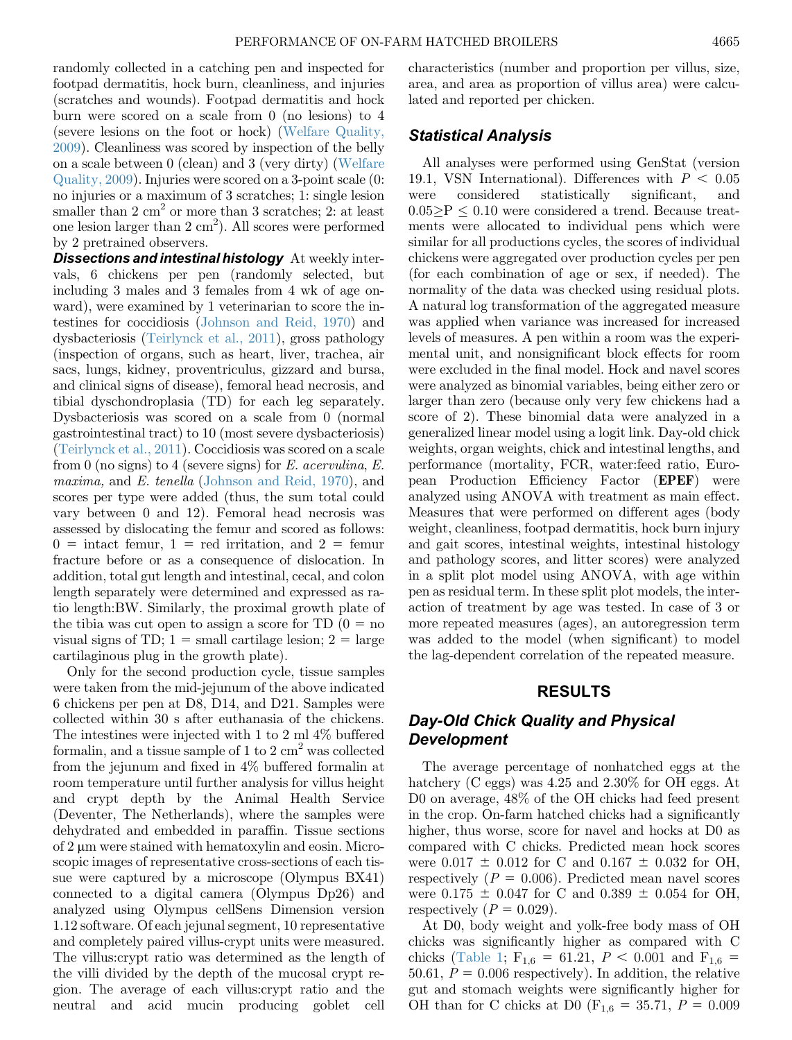randomly collected in a catching pen and inspected for footpad dermatitis, hock burn, cleanliness, and injuries (scratches and wounds). Footpad dermatitis and hock burn were scored on a scale from 0 (no lesions) to 4 (severe lesions on the foot or hock) (Welfare Quality, 2009). Cleanliness was scored by inspection of the belly on a scale between 0 (clean) and 3 (very dirty) (Welfare Quality, 2009). Injuries were scored on a 3-point scale (0: no injuries or a maximum of 3 scratches; 1: single lesion smaller than 2 $cm^2$ or more than 3 scratches; 2: at least one lesion larger than 2 $cm^2$). All scores were performed by 2 pretrained observers.

***Dissections and intestinal histology*** At weekly intervals, 6 chickens per pen (randomly selected, but including 3 males and 3 females from 4 wk of age onward), were examined by 1 veterinarian to score the intestines for coccidiosis (Johnson and Reid, 1970) and dysbacteriosis (Teirlynck et al., 2011), gross pathology (inspection of organs, such as heart, liver, trachea, air sacs, lungs, kidney, proventriculus, gizzard and bursa, and clinical signs of disease), femoral head necrosis, and tibial dyschondroplasia (TD) for each leg separately. Dysbacteriosis was scored on a scale from 0 (normal gastrointestinal tract) to 10 (most severe dysbacteriosis) (Teirlynck et al., 2011). Coccidiosis was scored on a scale from 0 (no signs) to 4 (severe signs) for *E. acervulina*, *E. maxima,* and *E. tenella* (Johnson and Reid, 1970), and scores per type were added (thus, the sum total could vary between 0 and 12). Femoral head necrosis was assessed by dislocating the femur and scored as follows: 0 = intact femur, 1 = red irritation, and 2 = femur fracture before or as a consequence of dislocation. In addition, total gut length and intestinal, cecal, and colon length separately were determined and expressed as ratio length:BW. Similarly, the proximal growth plate of the tibia was cut open to assign a score for TD (0 = no visual signs of TD; 1 = small cartilage lesion; 2 = large cartilaginous plug in the growth plate).

Only for the second production cycle, tissue samples were taken from the mid-jejunum of the above indicated 6 chickens per pen at D8, D14, and D21. Samples were collected within 30 s after euthanasia of the chickens. The intestines were injected with 1 to 2 ml 4% buffered formalin, and a tissue sample of 1 to 2 $cm^2$ was collected from the jejunum and fixed in 4% buffered formalin at room temperature until further analysis for villus height and crypt depth by the Animal Health Service (Deventer, The Netherlands), where the samples were dehydrated and embedded in paraffin. Tissue sections of 2 μm were stained with hematoxylin and eosin. Microscopic images of representative cross-sections of each tissue were captured by a microscope (Olympus BX41) connected to a digital camera (Olympus Dp26) and analyzed using Olympus cellSens Dimension version 1.12 software. Of each jejunal segment, 10 representative and completely paired villus-crypt units were measured. The villus:crypt ratio was determined as the length of the villi divided by the depth of the mucosal crypt region. The average of each villus:crypt ratio and the neutral and acid mucin producing goblet cell characteristics (number and proportion per villus, size, area, and area as proportion of villus area) were calculated and reported per chicken.

## Statistical Analysis

All analyses were performed using GenStat (version 19.1, VSN International). Differences with $P < 0.05$ were considered statistically significant, and $0.05 \geq P \leq 0.10$ were considered a trend. Because treatments were allocated to individual pens which were similar for all productions cycles, the scores of individual chickens were aggregated over production cycles per pen (for each combination of age or sex, if needed). The normality of the data was checked using residual plots. A natural log transformation of the aggregated measure was applied when variance was increased for increased levels of measures. A pen within a room was the experimental unit, and nonsignificant block effects for room were excluded in the final model. Hock and navel scores were analyzed as binomial variables, being either zero or larger than zero (because only very few chickens had a score of 2). These binomial data were analyzed in a generalized linear model using a logit link. Day-old chick weights, organ weights, chick and intestinal lengths, and performance (mortality, FCR, water:feed ratio, European Production Efficiency Factor (**EPEF**) were analyzed using ANOVA with treatment as main effect. Measures that were performed on different ages (body weight, cleanliness, footpad dermatitis, hock burn injury and gait scores, intestinal weights, intestinal histology and pathology scores, and litter scores) were analyzed in a split plot model using ANOVA, with age within pen as residual term. In these split plot models, the interaction of treatment by age was tested. In case of 3 or more repeated measures (ages), an autoregression term was added to the model (when significant) to model the lag-dependent correlation of the repeated measure.

# RESULTS

## Day-Old Chick Quality and Physical Development

The average percentage of nonhatched eggs at the hatchery (C eggs) was 4.25 and 2.30% for OH eggs. At D0 on average, 48% of the OH chicks had feed present in the crop. On-farm hatched chicks had a significantly higher, thus worse, score for navel and hocks at D0 as compared with C chicks. Predicted mean hock scores were 0.017 ± 0.012 for C and 0.167 ± 0.032 for OH, respectively ($P = 0.006$). Predicted mean navel scores were 0.175 ± 0.047 for C and 0.389 ± 0.054 for OH, respectively ($P = 0.029$).

At D0, body weight and yolk-free body mass of OH chicks was significantly higher as compared with C chicks (Table 1; $F_{1,6} = 61.21$, $P < 0.001$ and $F_{1,6} = 50.61$, $P = 0.006$ respectively). In addition, the relative gut and stomach weights were significantly higher for OH than for C chicks at D0 ($F_{1,6} = 35.71$, $P = 0.009$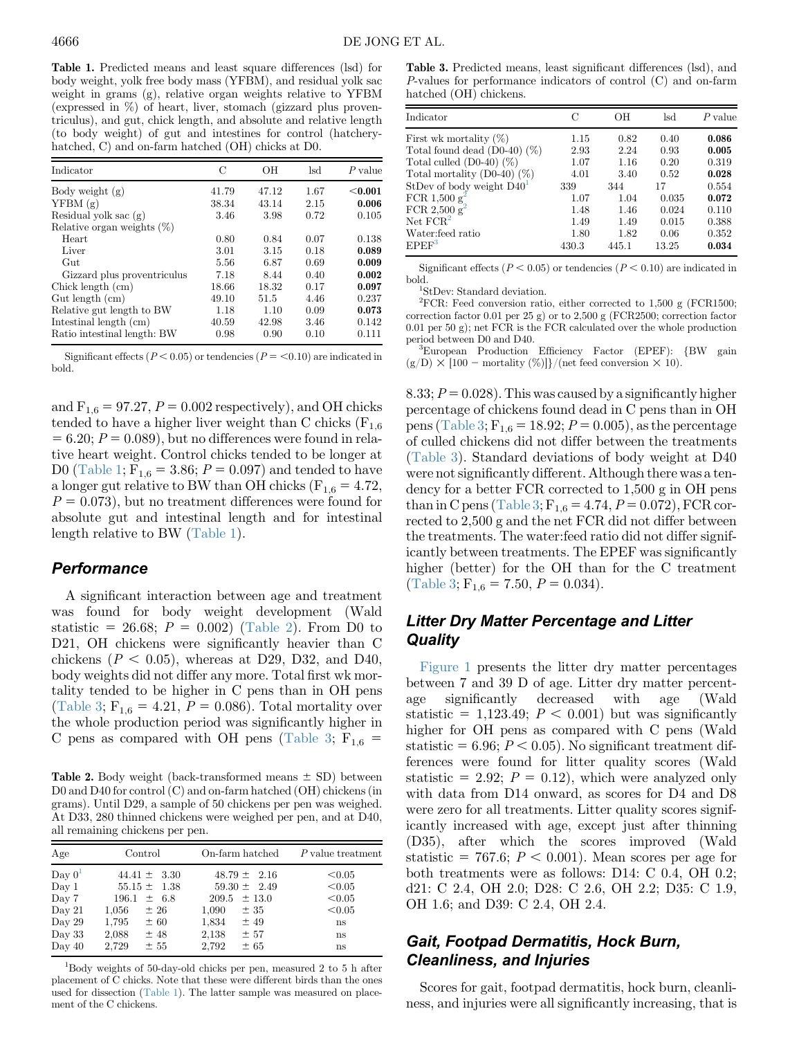**Table 1.** Predicted means and least square differences (lsd) for body weight, yolk free body mass (YFBM), and residual yolk sac weight in grams (g), relative organ weights relative to YFBM (expressed in %) of heart, liver, stomach (gizzard plus proventriculus), and gut, chick length, and absolute and relative length (to body weight) of gut and intestines for control (hatchery-hatched, C) and on-farm hatched (OH) chicks at D0.

| Indicator | C | OH | lsd | P value |
|---|---|---|---|---|
| Body weight (g) | 41.79 | 47.12 | 1.67 | **<0.001** |
| YFBM (g) | 38.34 | 43.14 | 2.15 | **0.006** |
| Residual yolk sac (g) | 3.46 | 3.98 | 0.72 | 0.105 |
| Relative organ weights (%) | | | | |
| Heart | 0.80 | 0.84 | 0.07 | 0.138 |
| Liver | 3.01 | 3.15 | 0.18 | **0.089** |
| Gut | 5.56 | 6.87 | 0.69 | **0.009** |
| Gizzard plus proventriculus | 7.18 | 8.44 | 0.40 | **0.002** |
| Chick length (cm) | 18.66 | 18.32 | 0.17 | **0.097** |
| Gut length (cm) | 49.10 | 51.5 | 4.46 | 0.237 |
| Relative gut length to BW | 1.18 | 1.10 | 0.09 | **0.073** |
| Intestinal length (cm) | 40.59 | 42.98 | 3.46 | 0.142 |
| Ratio intestinal length: BW | 0.98 | 0.90 | 0.10 | 0.111 |

Significant effects ($P < 0.05$) or tendencies ($P = <0.10$) are indicated in bold.

and $F_{1,6} = 97.27$, $P = 0.002$ respectively), and OH chicks tended to have a higher liver weight than C chicks ($F_{1,6} = 6.20$; $P = 0.089$), but no differences were found in relative heart weight. Control chicks tended to be longer at D0 (Table 1; $F_{1,6} = 3.86$; $P = 0.097$) and tended to have a longer gut relative to BW than OH chicks ($F_{1,6} = 4.72$, $P = 0.073$), but no treatment differences were found for absolute gut and intestinal length and for intestinal length relative to BW (Table 1).

## Performance

A significant interaction between age and treatment was found for body weight development (Wald statistic = 26.68; $P = 0.002$) (Table 2). From D0 to D21, OH chickens were significantly heavier than C chickens ($P < 0.05$), whereas at D29, D32, and D40, body weights did not differ any more. Total first wk mortality tended to be higher in C pens than in OH pens (Table 3; $F_{1,6} = 4.21$, $P = 0.086$). Total mortality over the whole production period was significantly higher in C pens as compared with OH pens (Table 3; $F_{1,6} = 8.33$; $P = 0.028$). This was caused by a significantly higher percentage of chickens found dead in C pens than in OH pens (Table 3; $F_{1,6} = 18.92$; $P = 0.005$), as the percentage of culled chickens did not differ between the treatments (Table 3). Standard deviations of body weight at D40 were not significantly different. Although there was a tendency for a better FCR corrected to 1,500 g in OH pens than in C pens (Table 3; $F_{1,6} = 4.74$, $P = 0.072$), FCR corrected to 2,500 g and the net FCR did not differ between the treatments. The water:feed ratio did not differ significantly between treatments. The EPEF was significantly higher (better) for the OH than for the C treatment (Table 3; $F_{1,6} = 7.50$, $P = 0.034$).

**Table 2.** Body weight (back-transformed means ± SD) between D0 and D40 for control (C) and on-farm hatched (OH) chickens (in grams). Until D29, a sample of 50 chickens per pen was weighed. At D33, 280 thinned chickens were weighed per pen, and at D40, all remaining chickens per pen.

| Age | Control | On-farm hatched | P value treatment |
|---|---|---|---|
| Day 0[1] | 44.41 ± 3.30 | 48.79 ± 2.16 | <0.05 |
| Day 1 | 55.15 ± 1.38 | 59.30 ± 2.49 | <0.05 |
| Day 7 | 196.1 ± 6.8 | 209.5 ± 13.0 | <0.05 |
| Day 21 | 1,056 ± 26 | 1,090 ± 35 | <0.05 |
| Day 29 | 1,795 ± 60 | 1,834 ± 49 | ns |
| Day 33 | 2,088 ± 48 | 2,138 ± 57 | ns |
| Day 40 | 2,729 ± 55 | 2,792 ± 65 | ns |

[1]Body weights of 50-day-old chicks per pen, measured 2 to 5 h after placement of C chicks. Note that these were different birds than the ones used for dissection (Table 1). The latter sample was measured on placement of the C chickens.

**Table 3.** Predicted means, least significant differences (lsd), and P-values for performance indicators of control (C) and on-farm hatched (OH) chickens.

| Indicator | C | OH | lsd | P value |
|---|---|---|---|---|
| First wk mortality (%) | 1.15 | 0.82 | 0.40 | **0.086** |
| Total found dead (D0-40) (%) | 2.93 | 2.24 | 0.93 | **0.005** |
| Total culled (D0-40) (%) | 1.07 | 1.16 | 0.20 | 0.319 |
| Total mortality (D0-40) (%) | 4.01 | 3.40 | 0.52 | **0.028** |
| StDev of body weight D40[1] | 339 | 344 | 17 | 0.554 |
| FCR 1,500 g[2] | 1.07 | 1.04 | 0.035 | **0.072** |
| FCR 2,500 g[2] | 1.48 | 1.46 | 0.024 | 0.110 |
| Net FCR[2] | 1.49 | 1.49 | 0.015 | 0.388 |
| Water:feed ratio | 1.80 | 1.82 | 0.06 | 0.352 |
| EPEF[3] | 430.3 | 445.1 | 13.25 | **0.034** |

Significant effects ($P < 0.05$) or tendencies ($P < 0.10$) are indicated in bold.

[1]StDev: Standard deviation.

[2]FCR: Feed conversion ratio, either corrected to 1,500 g (FCR1500; correction factor 0.01 per 25 g) or to 2,500 g (FCR2500; correction factor 0.01 per 50 g); net FCR is the FCR calculated over the whole production period between D0 and D40.

[3]European Production Efficiency Factor (EPEF): {BW gain (g/D) × [100 − mortality (%)]}/(net feed conversion × 10).

## Litter Dry Matter Percentage and Litter Quality

Figure 1 presents the litter dry matter percentages between 7 and 39 D of age. Litter dry matter percentage significantly decreased with age (Wald statistic = 1,123.49; $P < 0.001$) but was significantly higher for OH pens as compared with C pens (Wald statistic = 6.96; $P < 0.05$). No significant treatment differences were found for litter quality scores (Wald statistic = 2.92; $P = 0.12$), which were analyzed only with data from D14 onward, as scores for D4 and D8 were zero for all treatments. Litter quality scores significantly increased with age, except just after thinning (D35), after which the scores improved (Wald statistic = 767.6; $P < 0.001$). Mean scores per age for both treatments were as follows: D14: C 0.4, OH 0.2; d21: C 2.4, OH 2.0; D28: C 2.6, OH 2.2; D35: C 1.9, OH 1.6; and D39: C 2.4, OH 2.4.

## Gait, Footpad Dermatitis, Hock Burn, Cleanliness, and Injuries

Scores for gait, footpad dermatitis, hock burn, cleanliness, and injuries were all significantly increasing, that is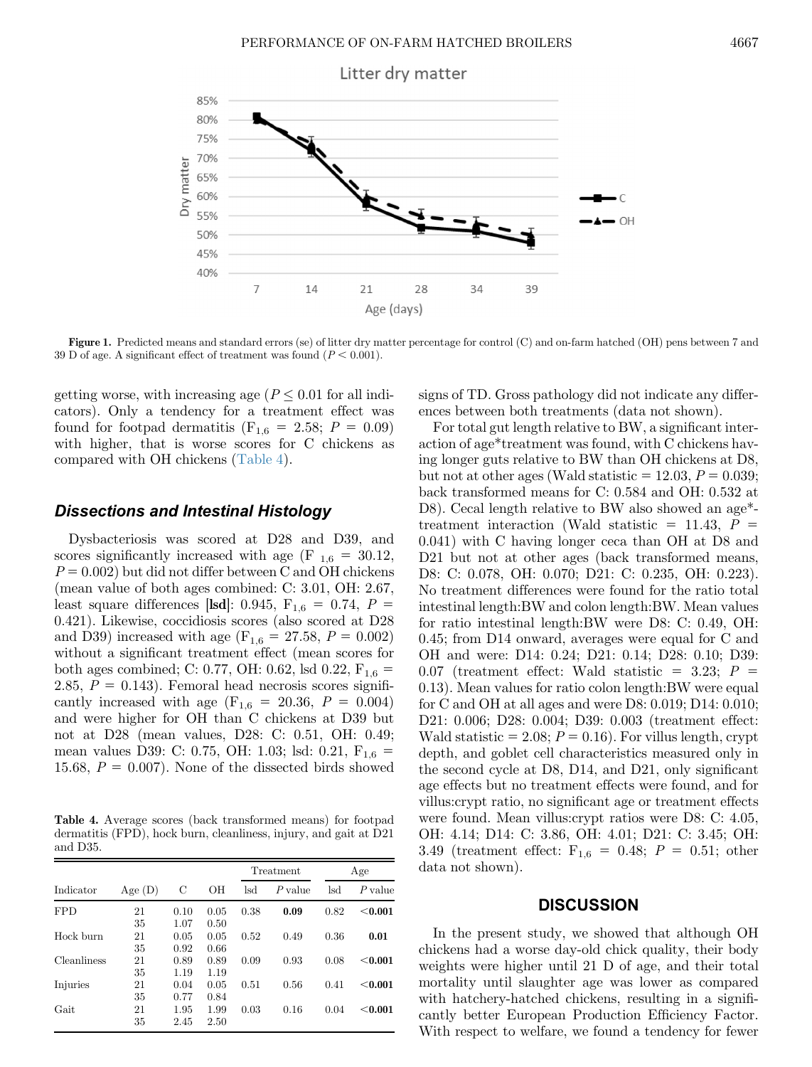Figure 1. Predicted means and standard errors (se) of litter dry matter percentage for control (C) and on-farm hatched (OH) pens between 7 and 39 D of age. A significant effect of treatment was found ($P < 0.001$).

getting worse, with increasing age ($P \leq 0.01$ for all indicators). Only a tendency for a treatment effect was found for footpad dermatitis ($F_{1,6} = 2.58$; $P = 0.09$) with higher, that is worse scores for C chickens as compared with OH chickens (Table 4).

### Dissections and Intestinal Histology

Dysbacteriosis was scored at D28 and D39, and scores significantly increased with age ($F_{1,6} = 30.12$, $P = 0.002$) but did not differ between C and OH chickens (mean value of both ages combined: C: 3.01, OH: 2.67, least square differences [**lsd**]: 0.945, $F_{1,6} = 0.74$, $P = 0.421$). Likewise, coccidiosis scores (also scored at D28 and D39) increased with age ($F_{1,6} = 27.58$, $P = 0.002$) without a significant treatment effect (mean scores for both ages combined; C: 0.77, OH: 0.62, lsd 0.22, $F_{1,6} = 2.85$, $P = 0.143$). Femoral head necrosis scores significantly increased with age ($F_{1,6} = 20.36$, $P = 0.004$) and were higher for OH than C chickens at D39 but not at D28 (mean values, D28: C: 0.51, OH: 0.49; mean values D39: C: 0.75, OH: 1.03; lsd: 0.21, $F_{1,6} = 15.68$, $P = 0.007$). None of the dissected birds showed signs of TD. Gross pathology did not indicate any differences between both treatments (data not shown).

For total gut length relative to BW, a significant interaction of age*treatment was found, with C chickens having longer guts relative to BW than OH chickens at D8, but not at other ages (Wald statistic = 12.03, $P = 0.039$; back transformed means for C: 0.584 and OH: 0.532 at D8). Cecal length relative to BW also showed an age*treatment interaction (Wald statistic = 11.43, $P = 0.041$) with C having longer ceca than OH at D8 and D21 but not at other ages (back transformed means, D8: C: 0.078, OH: 0.070; D21: C: 0.235, OH: 0.223). No treatment differences were found for the ratio total intestinal length:BW and colon length:BW. Mean values for ratio intestinal length:BW were D8: C: 0.49, OH: 0.45; from D14 onward, averages were equal for C and OH and were: D14: 0.24; D21: 0.14; D28: 0.10; D39: 0.07 (treatment effect: Wald statistic = 3.23; $P = 0.13$). Mean values for ratio colon length:BW were equal for C and OH at all ages and were D8: 0.019; D14: 0.010; D21: 0.006; D28: 0.004; D39: 0.003 (treatment effect: Wald statistic = 2.08; $P = 0.16$). For villus length, crypt depth, and goblet cell characteristics measured only in the second cycle at D8, D14, and D21, only significant age effects but no treatment effects were found, and for villus:crypt ratio, no significant age or treatment effects were found. Mean villus:crypt ratios were D8: C: 4.05, OH: 4.14; D14: C: 3.86, OH: 4.01; D21: C: 3.45; OH: 3.49 (treatment effect: $F_{1,6} = 0.48$; $P = 0.51$; other data not shown).

Table 4. Average scores (back transformed means) for footpad dermatitis (FPD), hock burn, cleanliness, injury, and gait at D21 and D35.

| | | | | Treatment | | Age | |
|---|---|---|---|---|---|---|---|
| Indicator | Age (D) | C | OH | lsd | P value | lsd | P value |
| FPD | 21 | 0.10 | 0.05 | 0.38 | **0.09** | 0.82 | **<0.001** |
| | 35 | 1.07 | 0.50 | | | | |
| Hock burn | 21 | 0.05 | 0.05 | 0.52 | 0.49 | 0.36 | **0.01** |
| | 35 | 0.92 | 0.66 | | | | |
| Cleanliness | 21 | 0.89 | 0.89 | 0.09 | 0.93 | 0.08 | **<0.001** |
| | 35 | 1.19 | 1.19 | | | | |
| Injuries | 21 | 0.04 | 0.05 | 0.51 | 0.56 | 0.41 | **<0.001** |
| | 35 | 0.77 | 0.84 | | | | |
| Gait | 21 | 1.95 | 1.99 | 0.03 | 0.16 | 0.04 | **<0.001** |
| | 35 | 2.45 | 2.50 | | | | |

## DISCUSSION

In the present study, we showed that although OH chickens had a worse day-old chick quality, their body weights were higher until 21 D of age, and their total mortality until slaughter age was lower as compared with hatchery-hatched chickens, resulting in a significantly better European Production Efficiency Factor. With respect to welfare, we found a tendency for fewer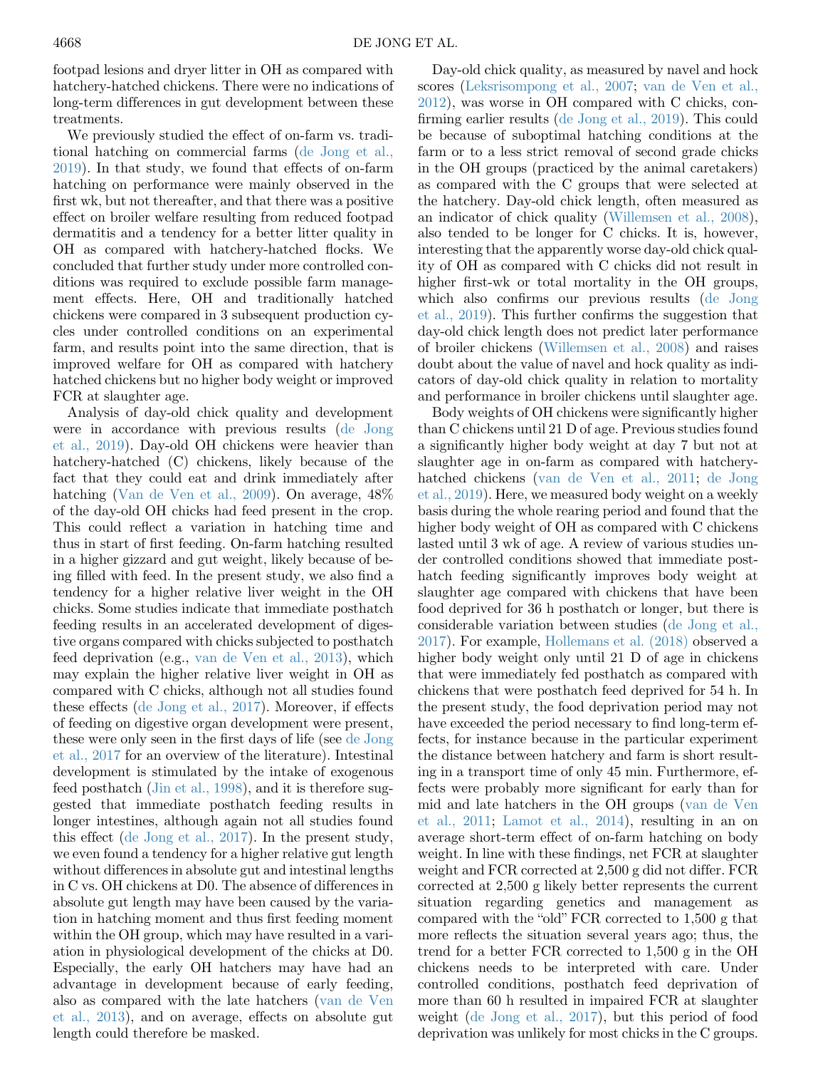footpad lesions and dryer litter in OH as compared with hatchery-hatched chickens. There were no indications of long-term differences in gut development between these treatments.

We previously studied the effect of on-farm vs. traditional hatching on commercial farms (de Jong et al., 2019). In that study, we found that effects of on-farm hatching on performance were mainly observed in the first wk, but not thereafter, and that there was a positive effect on broiler welfare resulting from reduced footpad dermatitis and a tendency for a better litter quality in OH as compared with hatchery-hatched flocks. We concluded that further study under more controlled conditions was required to exclude possible farm management effects. Here, OH and traditionally hatched chickens were compared in 3 subsequent production cycles under controlled conditions on an experimental farm, and results point into the same direction, that is improved welfare for OH as compared with hatchery hatched chickens but no higher body weight or improved FCR at slaughter age.

Analysis of day-old chick quality and development were in accordance with previous results (de Jong et al., 2019). Day-old OH chickens were heavier than hatchery-hatched (C) chickens, likely because of the fact that they could eat and drink immediately after hatching (Van de Ven et al., 2009). On average, 48% of the day-old OH chicks had feed present in the crop. This could reflect a variation in hatching time and thus in start of first feeding. On-farm hatching resulted in a higher gizzard and gut weight, likely because of being filled with feed. In the present study, we also find a tendency for a higher relative liver weight in the OH chicks. Some studies indicate that immediate posthatch feeding results in an accelerated development of digestive organs compared with chicks subjected to posthatch feed deprivation (e.g., van de Ven et al., 2013), which may explain the higher relative liver weight in OH as compared with C chicks, although not all studies found these effects (de Jong et al., 2017). Moreover, if effects of feeding on digestive organ development were present, these were only seen in the first days of life (see de Jong et al., 2017 for an overview of the literature). Intestinal development is stimulated by the intake of exogenous feed posthatch (Jin et al., 1998), and it is therefore suggested that immediate posthatch feeding results in longer intestines, although again not all studies found this effect (de Jong et al., 2017). In the present study, we even found a tendency for a higher relative gut length without differences in absolute gut and intestinal lengths in C vs. OH chickens at D0. The absence of differences in absolute gut length may have been caused by the variation in hatching moment and thus first feeding moment within the OH group, which may have resulted in a variation in physiological development of the chicks at D0. Especially, the early OH hatchers may have had an advantage in development because of early feeding, also as compared with the late hatchers (van de Ven et al., 2013), and on average, effects on absolute gut length could therefore be masked.

Day-old chick quality, as measured by navel and hock scores (Leksrisompong et al., 2007; van de Ven et al., 2012), was worse in OH compared with C chicks, confirming earlier results (de Jong et al., 2019). This could be because of suboptimal hatching conditions at the farm or to a less strict removal of second grade chicks in the OH groups (practiced by the animal caretakers) as compared with the C groups that were selected at the hatchery. Day-old chick length, often measured as an indicator of chick quality (Willemsen et al., 2008), also tended to be longer for C chicks. It is, however, interesting that the apparently worse day-old chick quality of OH as compared with C chicks did not result in higher first-wk or total mortality in the OH groups, which also confirms our previous results (de Jong et al., 2019). This further confirms the suggestion that day-old chick length does not predict later performance of broiler chickens (Willemsen et al., 2008) and raises doubt about the value of navel and hock quality as indicators of day-old chick quality in relation to mortality and performance in broiler chickens until slaughter age.

Body weights of OH chickens were significantly higher than C chickens until 21 D of age. Previous studies found a significantly higher body weight at day 7 but not at slaughter age in on-farm as compared with hatchery-hatched chickens (van de Ven et al., 2011; de Jong et al., 2019). Here, we measured body weight on a weekly basis during the whole rearing period and found that the higher body weight of OH as compared with C chickens lasted until 3 wk of age. A review of various studies under controlled conditions showed that immediate posthatch feeding significantly improves body weight at slaughter age compared with chickens that have been food deprived for 36 h posthatch or longer, but there is considerable variation between studies (de Jong et al., 2017). For example, Hollemans et al. (2018) observed a higher body weight only until 21 D of age in chickens that were immediately fed posthatch as compared with chickens that were posthatch feed deprived for 54 h. In the present study, the food deprivation period may not have exceeded the period necessary to find long-term effects, for instance because in the particular experiment the distance between hatchery and farm is short resulting in a transport time of only 45 min. Furthermore, effects were probably more significant for early than for mid and late hatchers in the OH groups (van de Ven et al., 2011; Lamot et al., 2014), resulting in an on average short-term effect of on-farm hatching on body weight. In line with these findings, net FCR at slaughter weight and FCR corrected at 2,500 g did not differ. FCR corrected at 2,500 g likely better represents the current situation regarding genetics and management as compared with the "old" FCR corrected to 1,500 g that more reflects the situation several years ago; thus, the trend for a better FCR corrected to 1,500 g in the OH chickens needs to be interpreted with care. Under controlled conditions, posthatch feed deprivation of more than 60 h resulted in impaired FCR at slaughter weight (de Jong et al., 2017), but this period of food deprivation was unlikely for most chicks in the C groups.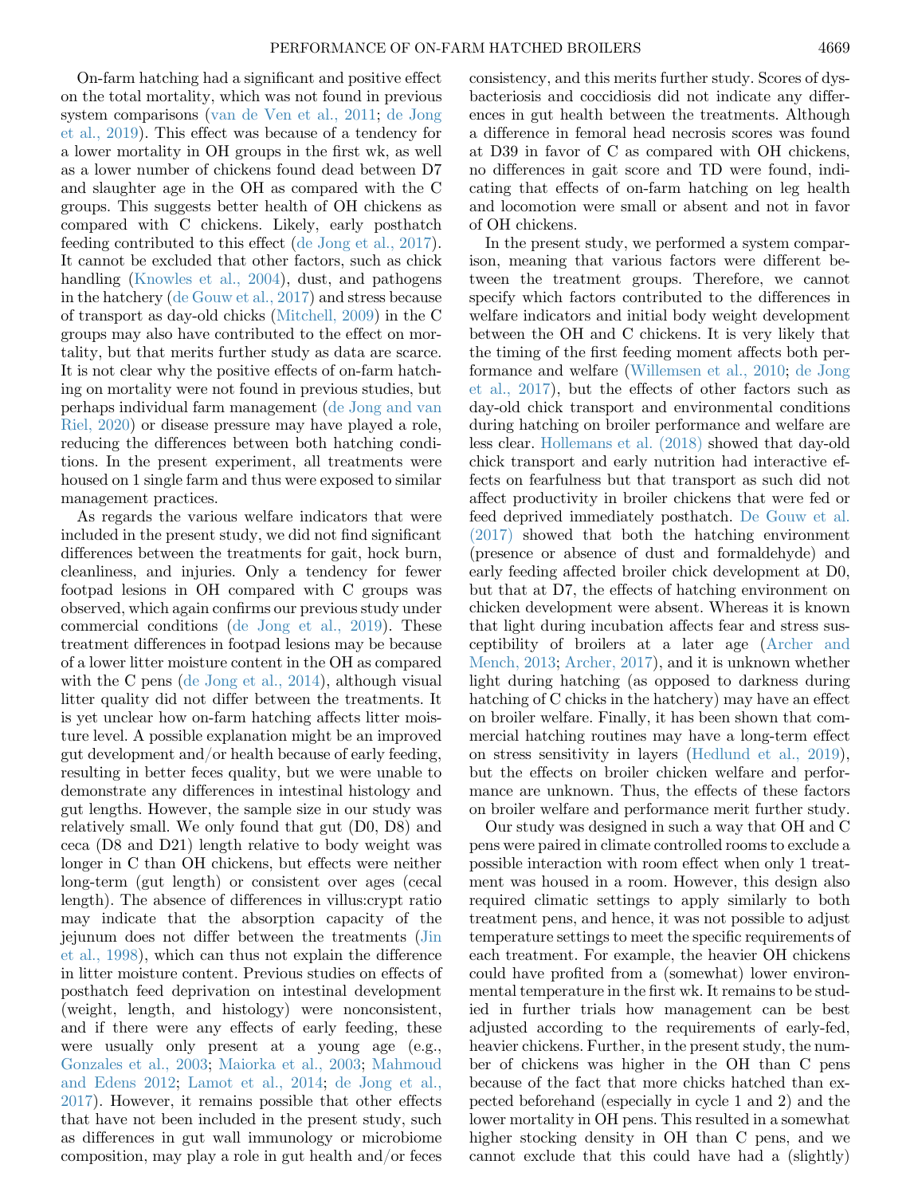On-farm hatching had a significant and positive effect on the total mortality, which was not found in previous system comparisons (van de Ven et al., 2011; de Jong et al., 2019). This effect was because of a tendency for a lower mortality in OH groups in the first wk, as well as a lower number of chickens found dead between D7 and slaughter age in the OH as compared with the C groups. This suggests better health of OH chickens as compared with C chickens. Likely, early posthatch feeding contributed to this effect (de Jong et al., 2017). It cannot be excluded that other factors, such as chick handling (Knowles et al., 2004), dust, and pathogens in the hatchery (de Gouw et al., 2017) and stress because of transport as day-old chicks (Mitchell, 2009) in the C groups may also have contributed to the effect on mortality, but that merits further study as data are scarce. It is not clear why the positive effects of on-farm hatching on mortality were not found in previous studies, but perhaps individual farm management (de Jong and van Riel, 2020) or disease pressure may have played a role, reducing the differences between both hatching conditions. In the present experiment, all treatments were housed on 1 single farm and thus were exposed to similar management practices.

As regards the various welfare indicators that were included in the present study, we did not find significant differences between the treatments for gait, hock burn, cleanliness, and injuries. Only a tendency for fewer footpad lesions in OH compared with C groups was observed, which again confirms our previous study under commercial conditions (de Jong et al., 2019). These treatment differences in footpad lesions may be because of a lower litter moisture content in the OH as compared with the C pens (de Jong et al., 2014), although visual litter quality did not differ between the treatments. It is yet unclear how on-farm hatching affects litter moisture level. A possible explanation might be an improved gut development and/or health because of early feeding, resulting in better feces quality, but we were unable to demonstrate any differences in intestinal histology and gut lengths. However, the sample size in our study was relatively small. We only found that gut (D0, D8) and ceca (D8 and D21) length relative to body weight was longer in C than OH chickens, but effects were neither long-term (gut length) or consistent over ages (cecal length). The absence of differences in villus:crypt ratio may indicate that the absorption capacity of the jejunum does not differ between the treatments (Jin et al., 1998), which can thus not explain the difference in litter moisture content. Previous studies on effects of posthatch feed deprivation on intestinal development (weight, length, and histology) were nonconsistent, and if there were any effects of early feeding, these were usually only present at a young age (e.g., Gonzales et al., 2003; Maiorka et al., 2003; Mahmoud and Edens 2012; Lamot et al., 2014; de Jong et al., 2017). However, it remains possible that other effects that have not been included in the present study, such as differences in gut wall immunology or microbiome composition, may play a role in gut health and/or feces consistency, and this merits further study. Scores of dysbacteriosis and coccidiosis did not indicate any differences in gut health between the treatments. Although a difference in femoral head necrosis scores was found at D39 in favor of C as compared with OH chickens, no differences in gait score and TD were found, indicating that effects of on-farm hatching on leg health and locomotion were small or absent and not in favor of OH chickens.

In the present study, we performed a system comparison, meaning that various factors were different between the treatment groups. Therefore, we cannot specify which factors contributed to the differences in welfare indicators and initial body weight development between the OH and C chickens. It is very likely that the timing of the first feeding moment affects both performance and welfare (Willemsen et al., 2010; de Jong et al., 2017), but the effects of other factors such as day-old chick transport and environmental conditions during hatching on broiler performance and welfare are less clear. Hollemans et al. (2018) showed that day-old chick transport and early nutrition had interactive effects on fearfulness but that transport as such did not affect productivity in broiler chickens that were fed or feed deprived immediately posthatch. De Gouw et al. (2017) showed that both the hatching environment (presence or absence of dust and formaldehyde) and early feeding affected broiler chick development at D0, but that at D7, the effects of hatching environment on chicken development were absent. Whereas it is known that light during incubation affects fear and stress susceptibility of broilers at a later age (Archer and Mench, 2013; Archer, 2017), and it is unknown whether light during hatching (as opposed to darkness during hatching of C chicks in the hatchery) may have an effect on broiler welfare. Finally, it has been shown that commercial hatching routines may have a long-term effect on stress sensitivity in layers (Hedlund et al., 2019), but the effects on broiler chicken welfare and performance are unknown. Thus, the effects of these factors on broiler welfare and performance merit further study.

Our study was designed in such a way that OH and C pens were paired in climate controlled rooms to exclude a possible interaction with room effect when only 1 treatment was housed in a room. However, this design also required climatic settings to apply similarly to both treatment pens, and hence, it was not possible to adjust temperature settings to meet the specific requirements of each treatment. For example, the heavier OH chickens could have profited from a (somewhat) lower environmental temperature in the first wk. It remains to be studied in further trials how management can be best adjusted according to the requirements of early-fed, heavier chickens. Further, in the present study, the number of chickens was higher in the OH than C pens because of the fact that more chicks hatched than expected beforehand (especially in cycle 1 and 2) and the lower mortality in OH pens. This resulted in a somewhat higher stocking density in OH than C pens, and we cannot exclude that this could have had a (slightly)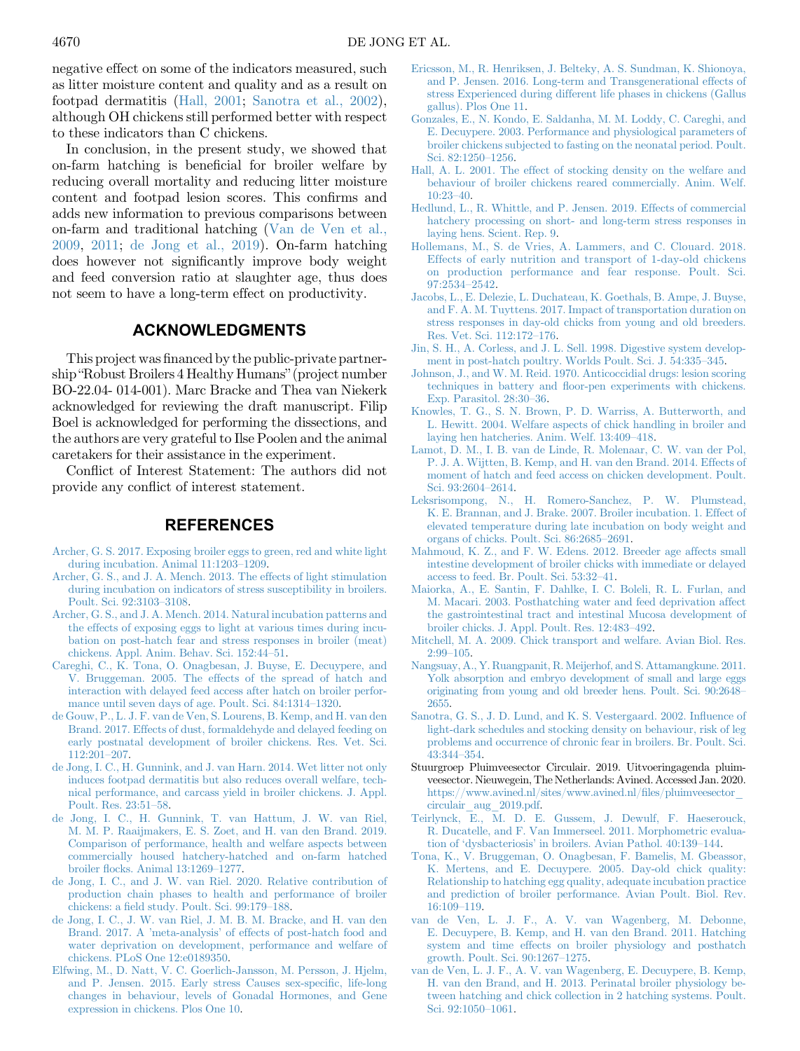negative effect on some of the indicators measured, such as litter moisture content and quality and as a result on footpad dermatitis (Hall, 2001; Sanotra et al., 2002), although OH chickens still performed better with respect to these indicators than C chickens.

In conclusion, in the present study, we showed that on-farm hatching is beneficial for broiler welfare by reducing overall mortality and reducing litter moisture content and footpad lesion scores. This confirms and adds new information to previous comparisons between on-farm and traditional hatching (Van de Ven et al., 2009, 2011; de Jong et al., 2019). On-farm hatching does however not significantly improve body weight and feed conversion ratio at slaughter age, thus does not seem to have a long-term effect on productivity.

## ACKNOWLEDGMENTS

This project was financed by the public-private partnership "Robust Broilers 4 Healthy Humans" (project number BO-22.04- 014-001). Marc Bracke and Thea van Niekerk acknowledged for reviewing the draft manuscript. Filip Boel is acknowledged for performing the dissections, and the authors are very grateful to Ilse Poolen and the animal caretakers for their assistance in the experiment.

Conflict of Interest Statement: The authors did not provide any conflict of interest statement.

## REFERENCES

Archer, G. S. 2017. Exposing broiler eggs to green, red and white light during incubation. Animal 11:1203–1209.

Archer, G. S., and J. A. Mench. 2013. The effects of light stimulation during incubation on indicators of stress susceptibility in broilers. Poult. Sci. 92:3103–3108.

Archer, G. S., and J. A. Mench. 2014. Natural incubation patterns and the effects of exposing eggs to light at various times during incubation on post-hatch fear and stress responses in broiler (meat) chickens. Appl. Anim. Behav. Sci. 152:44–51.

Careghi, C., K. Tona, O. Onagbesan, J. Buyse, E. Decuypere, and V. Bruggeman. 2005. The effects of the spread of hatch and interaction with delayed feed access after hatch on broiler performance until seven days of age. Poult. Sci. 84:1314–1320.

de Gouw, P., L. J. F. van de Ven, S. Lourens, B. Kemp, and H. van den Brand. 2017. Effects of dust, formaldehyde and delayed feeding on early postnatal development of broiler chickens. Res. Vet. Sci. 112:201–207.

de Jong, I. C., H. Gunnink, and J. van Harn. 2014. Wet litter not only induces footpad dermatitis but also reduces overall welfare, technical performance, and carcass yield in broiler chickens. J. Appl. Poult. Res. 23:51–58.

de Jong, I. C., H. Gunnink, T. van Hattum, J. W. van Riel, M. M. P. Raaijmakers, E. S. Zoet, and H. van den Brand. 2019. Comparison of performance, health and welfare aspects between commercially housed hatchery-hatched and on-farm hatched broiler flocks. Animal 13:1269–1277.

de Jong, I. C., and J. W. van Riel. 2020. Relative contribution of production chain phases to health and performance of broiler chickens: a field study. Poult. Sci. 99:179–188.

de Jong, I. C., J. W. van Riel, J. M. B. M. Bracke, and H. van den Brand. 2017. A 'meta-analysis' of effects of post-hatch food and water deprivation on development, performance and welfare of chickens. PLoS One 12:e0189350.

Elfwing, M., D. Natt, V. C. Goerlich-Jansson, M. Persson, J. Hjelm, and P. Jensen. 2015. Early stress Causes sex-specific, life-long changes in behaviour, levels of Gonadal Hormones, and Gene expression in chickens. Plos One 10.

Ericsson, M., R. Henriksen, J. Belteky, A. S. Sundman, K. Shionoya, and P. Jensen. 2016. Long-term and Transgenerational effects of stress Experienced during different life phases in chickens (Gallus gallus). Plos One 11.

Gonzales, E., N. Kondo, E. Saldanha, M. M. Loddy, C. Careghi, and E. Decuypere. 2003. Performance and physiological parameters of broiler chickens subjected to fasting on the neonatal period. Poult. Sci. 82:1250–1256.

Hall, A. L. 2001. The effect of stocking density on the welfare and behaviour of broiler chickens reared commercially. Anim. Welf. 10:23–40.

Hedlund, L., R. Whittle, and P. Jensen. 2019. Effects of commercial hatchery processing on short- and long-term stress responses in laying hens. Scient. Rep. 9.

Hollemans, M., S. de Vries, A. Lammers, and C. Clouard. 2018. Effects of early nutrition and transport of 1-day-old chickens on production performance and fear response. Poult. Sci. 97:2534–2542.

Jacobs, L., E. Delezie, L. Duchateau, K. Goethals, B. Ampe, J. Buyse, and F. A. M. Tuyttens. 2017. Impact of transportation duration on stress responses in day-old chicks from young and old breeders. Res. Vet. Sci. 112:172–176.

Jin, S. H., A. Corless, and J. L. Sell. 1998. Digestive system development in post-hatch poultry. Worlds Poult. Sci. J. 54:335–345.

Johnson, J., and W. M. Reid. 1970. Anticoccidial drugs: lesion scoring techniques in battery and floor-pen experiments with chickens. Exp. Parasitol. 28:30–36.

Knowles, T. G., S. N. Brown, P. D. Warriss, A. Butterworth, and L. Hewitt. 2004. Welfare aspects of chick handling in broiler and laying hen hatcheries. Anim. Welf. 13:409–418.

Lamot, D. M., I. B. van de Linde, R. Molenaar, C. W. van der Pol, P. J. A. Wijtten, B. Kemp, and H. van den Brand. 2014. Effects of moment of hatch and feed access on chicken development. Poult. Sci. 93:2604–2614.

Leksrisompong, N., H. Romero-Sanchez, P. W. Plumstead, K. E. Brannan, and J. Brake. 2007. Broiler incubation. 1. Effect of elevated temperature during late incubation on body weight and organs of chicks. Poult. Sci. 86:2685–2691.

Mahmoud, K. Z., and F. W. Edens. 2012. Breeder age affects small intestine development of broiler chicks with immediate or delayed access to feed. Br. Poult. Sci. 53:32–41.

Maiorka, A., E. Santin, F. Dahlke, I. C. Boleli, R. L. Furlan, and M. Macari. 2003. Posthatching water and feed deprivation affect the gastrointestinal tract and intestinal Mucosa development of broiler chicks. J. Appl. Poult. Res. 12:483–492.

Mitchell, M. A. 2009. Chick transport and welfare. Avian Biol. Res. 2:99–105.

Nangsuay, A., Y. Ruangpanit, R. Meijerhof, and S. Attamangkune. 2011. Yolk absorption and embryo development of small and large eggs originating from young and old breeder hens. Poult. Sci. 90:2648–2655.

Sanotra, G. S., J. D. Lund, and K. S. Vestergaard. 2002. Influence of light-dark schedules and stocking density on behaviour, risk of leg problems and occurrence of chronic fear in broilers. Br. Poult. Sci. 43:344–354.

Stuurgroep Pluimveesector Circulair. 2019. Uitvoeringagenda pluimveesector. Nieuwegein, The Netherlands: Avined. Accessed Jan. 2020. https://www.avined.nl/sites/www.avined.nl/files/pluimveesector_circulair_aug_2019.pdf.

Teirlynck, E., M. D. E. Gussem, J. Dewulf, F. Haeserouck, R. Ducatelle, and F. Van Immerseel. 2011. Morphometric evaluation of 'dysbacteriosis' in broilers. Avian Pathol. 40:139–144.

Tona, K., V. Bruggeman, O. Onagbesan, F. Bamelis, M. Gbeassor, K. Mertens, and E. Decuypere. 2005. Day-old chick quality: Relationship to hatching egg quality, adequate incubation practice and prediction of broiler performance. Avian Poult. Biol. Rev. 16:109–119.

van de Ven, L. J. F., A. V. van Wagenberg, M. Debonne, E. Decuypere, B. Kemp, and H. van den Brand. 2011. Hatching system and time effects on broiler physiology and posthatch growth. Poult. Sci. 90:1267–1275.

van de Ven, L. J. F., A. V. van Wagenberg, E. Decuypere, B. Kemp, H. van den Brand, and H. 2013. Perinatal broiler physiology between hatching and chick collection in 2 hatching systems. Poult. Sci. 92:1050–1061.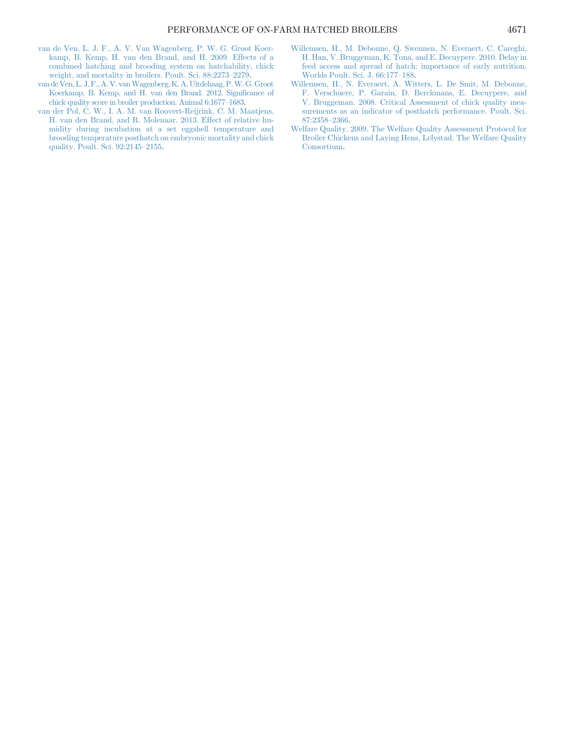van de Ven, L. J. F., A. V. Van Wagenberg, P. W. G. Groot Koerkamp, B. Kemp, H. van den Brand, and H. 2009. Effects of a combined hatching and brooding system on hatchability, chick weight, and mortality in broilers. Poult. Sci. 88:2273–2279.

van de Ven, L. J. F., A. V. van Wagenberg, K. A. Uitdehaag, P. W. G. Groot Koerkamp, B. Kemp, and H. van den Brand. 2012. Significance of chick quality score in broiler production. Animal 6:1677–1683.

van der Pol, C. W., I. A. M. van Roovert-Reijrink, C. M. Maatjens, H. van den Brand, and R. Molenaar. 2013. Effect of relative humidity during incubation at a set eggshell temperature and brooding temperature posthatch on embryonic mortality and chick quality. Poult. Sci. 92:2145–2155.

Willemsen, H., M. Debonne, Q. Swennen, N. Everaert, C. Careghi, H. Han, V. Bruggeman, K. Tona, and E. Decuypere. 2010. Delay in feed access and spread of hatch: importance of early nutrition. Worlds Poult. Sci. J. 66:177–188.

Willemsen, H., N. Everaert, A. Witters, L. De Smit, M. Debonne, F. Verschuere, P. Garain, D. Berckmans, E. Decuypere, and V. Bruggeman. 2008. Critical Assessment of chick quality measurements as an indicator of posthatch performance. Poult. Sci. 87:2358–2366.

Welfare Quality. 2009. The Welfare Quality Assessment Protocol for Broiler Chickens and Laying Hens, Lelystad. The Welfare Quality Consortium.